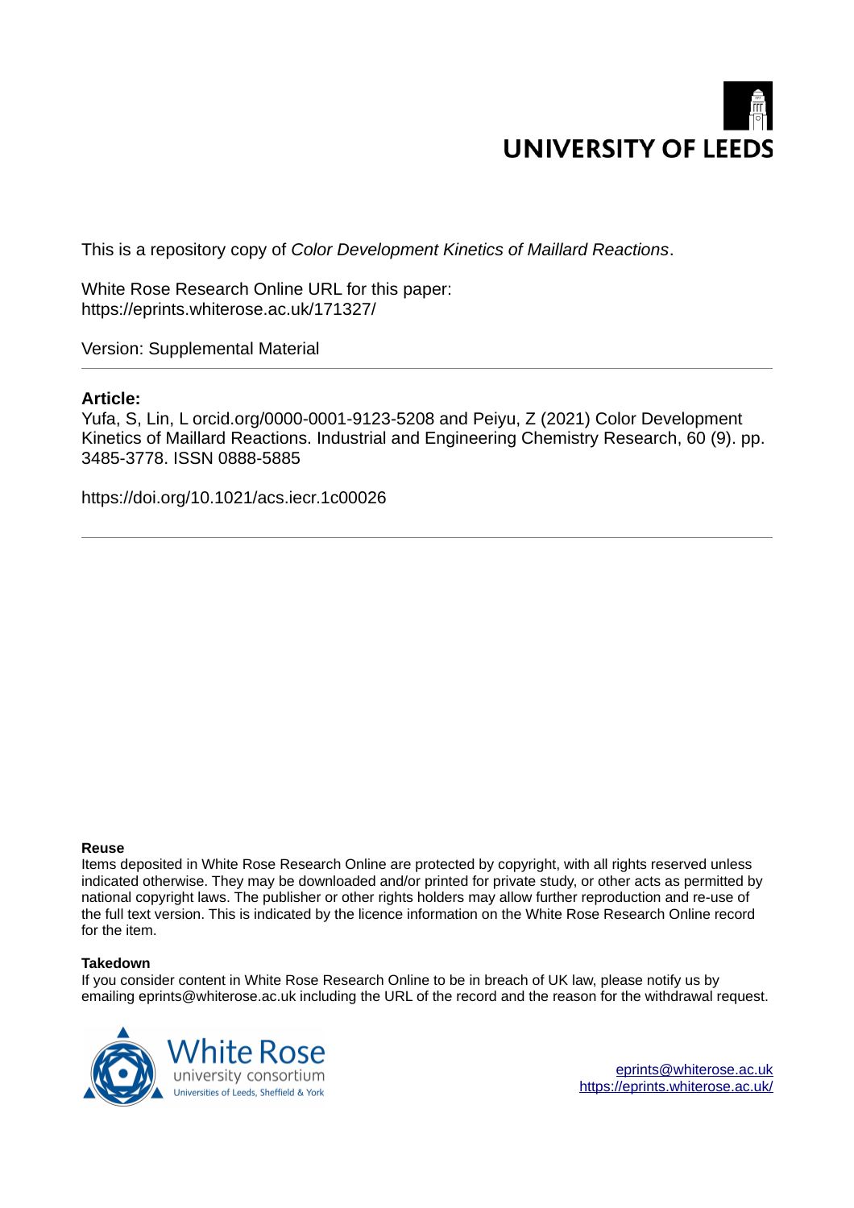This is a repository copy of *Color Development Kinetics of Maillard Reactions*.

White Rose Research Online URL for this paper:
https://eprints.whiterose.ac.uk/171327/

Version: Supplemental Material

**Article:**

Yufa, S, Lin, L orcid.org/0000-0001-9123-5208 and Peiyu, Z (2021) Color Development Kinetics of Maillard Reactions. Industrial and Engineering Chemistry Research, 60 (9). pp. 3485-3778. ISSN 0888-5885

https://doi.org/10.1021/acs.iecr.1c00026

**Reuse**

Items deposited in White Rose Research Online are protected by copyright, with all rights reserved unless indicated otherwise. They may be downloaded and/or printed for private study, or other acts as permitted by national copyright laws. The publisher or other rights holders may allow further reproduction and re-use of the full text version. This is indicated by the licence information on the White Rose Research Online record for the item.

**Takedown**

If you consider content in White Rose Research Online to be in breach of UK law, please notify us by emailing eprints@whiterose.ac.uk including the URL of the record and the reason for the withdrawal request.

eprints@whiterose.ac.uk
https://eprints.whiterose.ac.uk/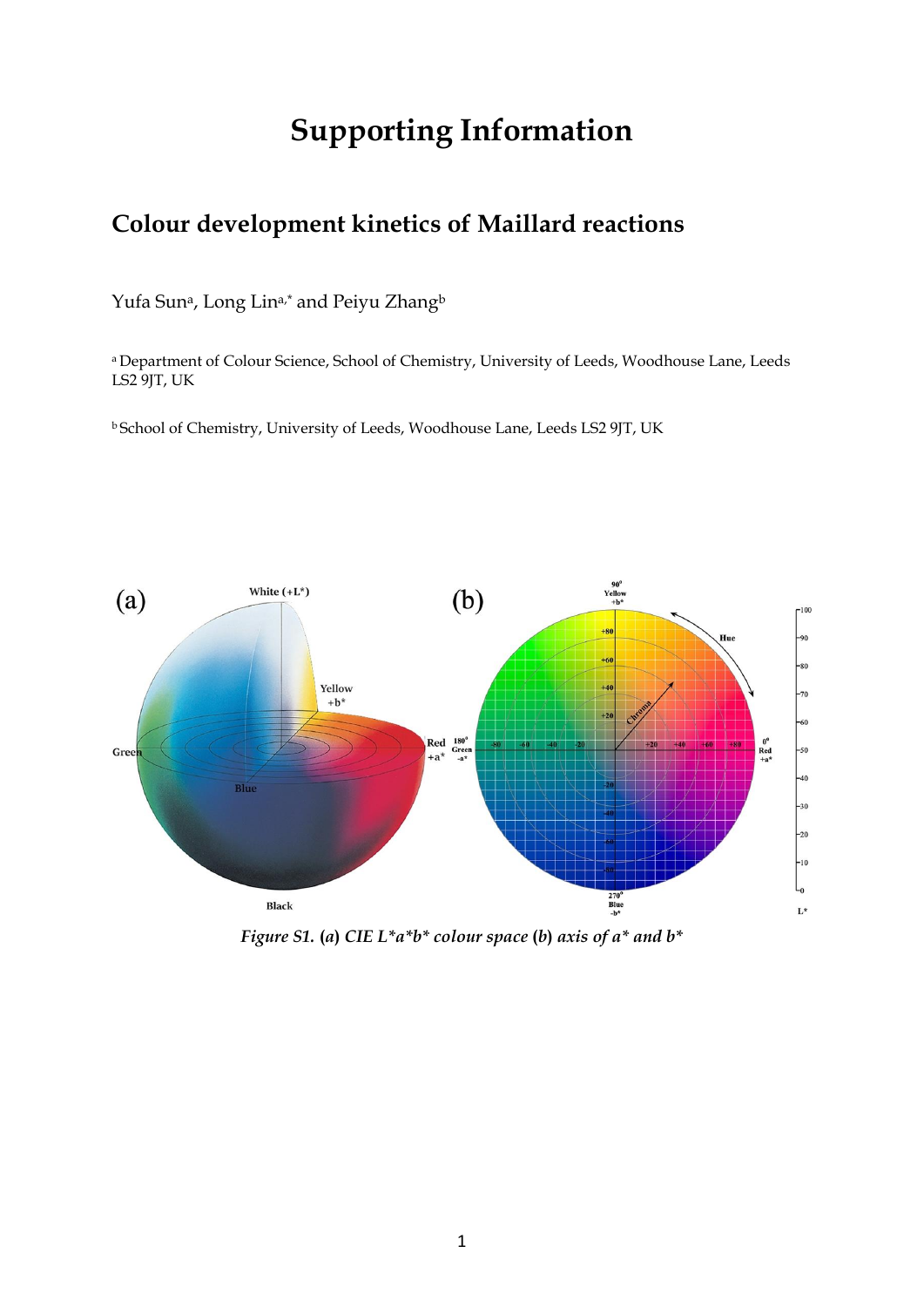# Supporting Information

## Colour development kinetics of Maillard reactions

Yufa Sun[a], Long Lin[a,*] and Peiyu Zhang[b]

[a] Department of Colour Science, School of Chemistry, University of Leeds, Woodhouse Lane, Leeds LS2 9JT, UK

[b] School of Chemistry, University of Leeds, Woodhouse Lane, Leeds LS2 9JT, UK

*Figure S1. (a) CIE L\*a\*b\* colour space (b) axis of a\* and b\**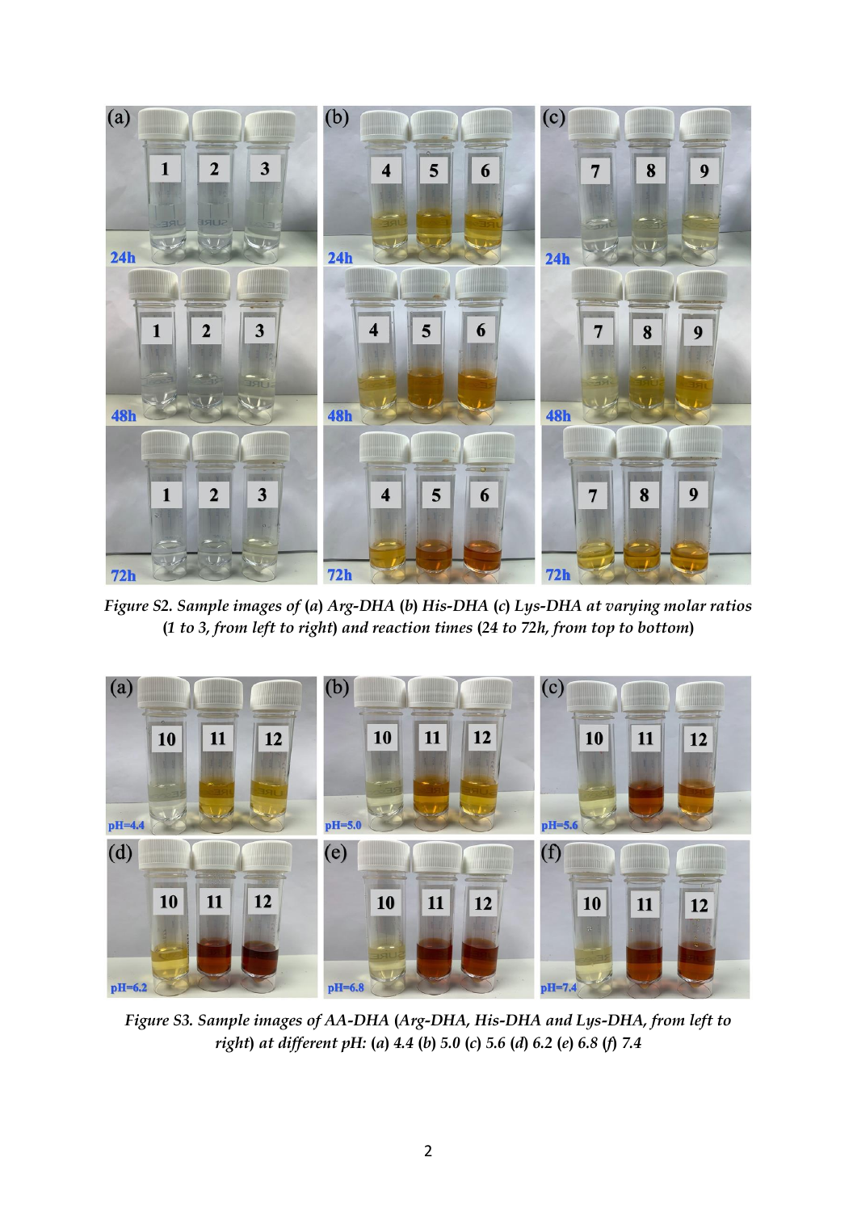*Figure S2. Sample images of (a) Arg-DHA (b) His-DHA (c) Lys-DHA at varying molar ratios (1 to 3, from left to right) and reaction times (24 to 72h, from top to bottom)*

*Figure S3. Sample images of AA-DHA (Arg-DHA, His-DHA and Lys-DHA, from left to right) at different pH: (a) 4.4 (b) 5.0 (c) 5.6 (d) 6.2 (e) 6.8 (f) 7.4*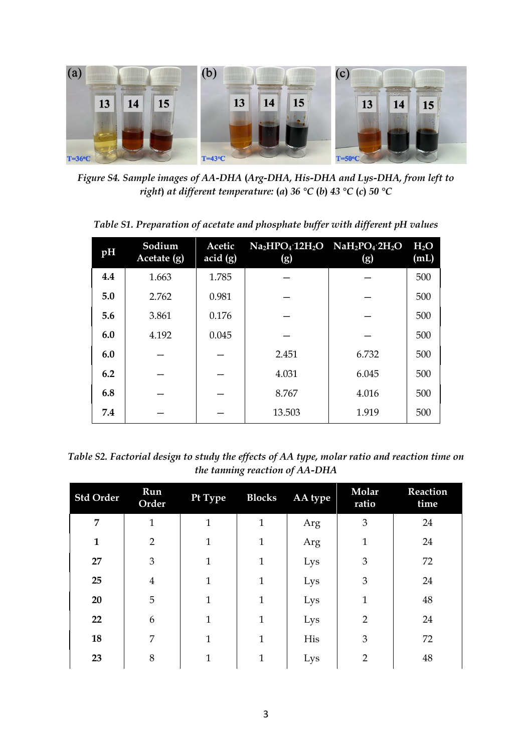*Figure S4. Sample images of AA-DHA (Arg-DHA, His-DHA and Lys-DHA, from left to right) at different temperature: (a) 36 °C (b) 43 °C (c) 50 °C*

*Table S1. Preparation of acetate and phosphate buffer with different pH values*

| pH | Sodium Acetate (g) | Acetic acid (g) | $Na_2HPO_4 \cdot 12H_2O$ (g) | $NaH_2PO_4 \cdot 2H_2O$ (g) | $H_2O$ (mL) |
|---|---|---|---|---|---|
| **4.4** | 1.663 | 1.785 | — | — | 500 |
| **5.0** | 2.762 | 0.981 | — | — | 500 |
| **5.6** | 3.861 | 0.176 | — | — | 500 |
| **6.0** | 4.192 | 0.045 | — | — | 500 |
| **6.0** | — | — | 2.451 | 6.732 | 500 |
| **6.2** | — | — | 4.031 | 6.045 | 500 |
| **6.8** | — | — | 8.767 | 4.016 | 500 |
| **7.4** | — | — | 13.503 | 1.919 | 500 |

*Table S2. Factorial design to study the effects of AA type, molar ratio and reaction time on the tanning reaction of AA-DHA*

| Std Order | Run Order | Pt Type | Blocks | AA type | Molar ratio | Reaction time |
|---|---|---|---|---|---|---|
| **7** | 1 | 1 | 1 | Arg | 3 | 24 |
| **1** | 2 | 1 | 1 | Arg | 1 | 24 |
| **27** | 3 | 1 | 1 | Lys | 3 | 72 |
| **25** | 4 | 1 | 1 | Lys | 3 | 24 |
| **20** | 5 | 1 | 1 | Lys | 1 | 48 |
| **22** | 6 | 1 | 1 | Lys | 2 | 24 |
| **18** | 7 | 1 | 1 | His | 3 | 72 |
| **23** | 8 | 1 | 1 | Lys | 2 | 48 |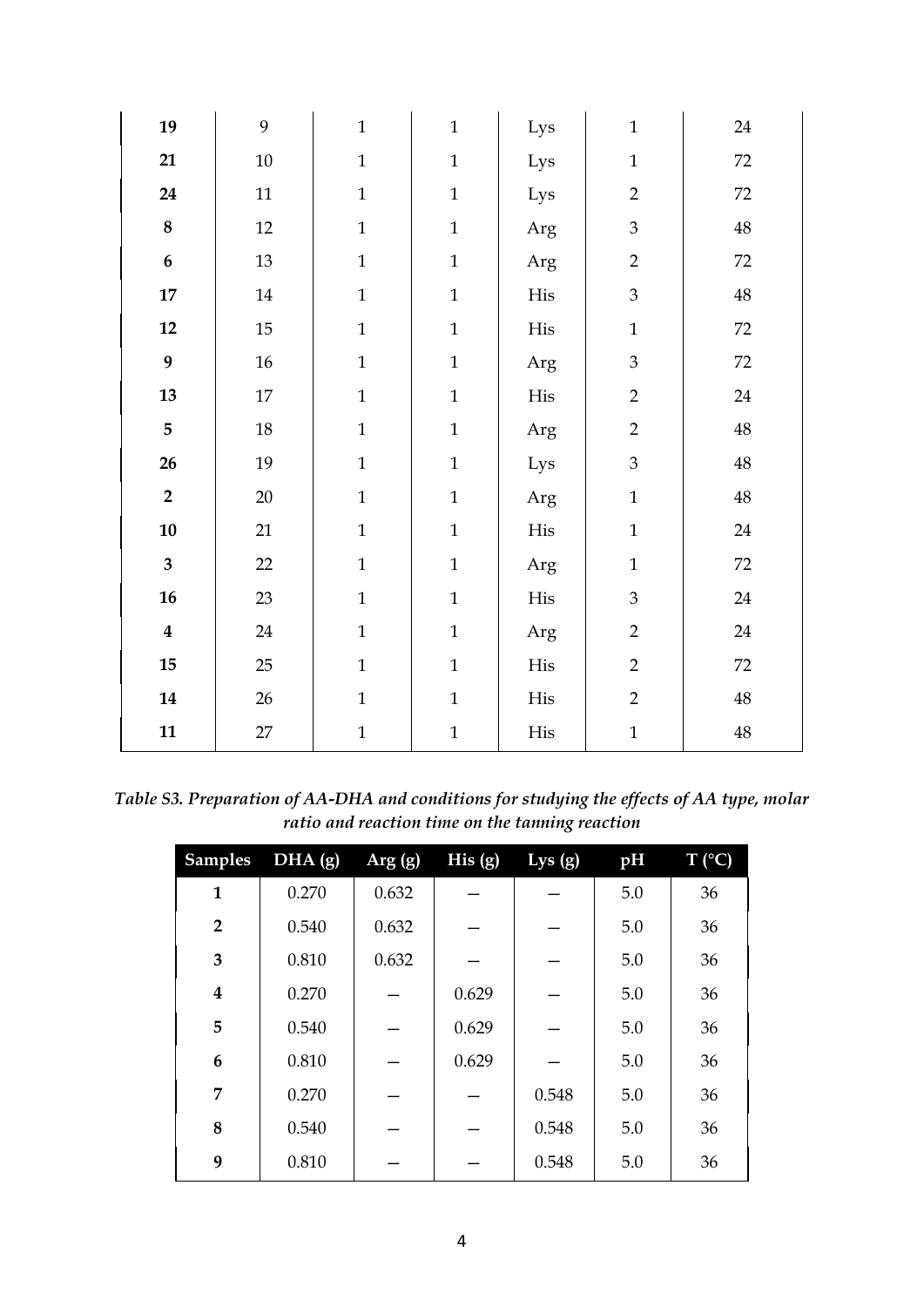| | | | | | | |
|---|---|---|---|---|---|---|
| **19** | 9 | 1 | 1 | Lys | 1 | 24 |
| **21** | 10 | 1 | 1 | Lys | 1 | 72 |
| **24** | 11 | 1 | 1 | Lys | 2 | 72 |
| **8** | 12 | 1 | 1 | Arg | 3 | 48 |
| **6** | 13 | 1 | 1 | Arg | 2 | 72 |
| **17** | 14 | 1 | 1 | His | 3 | 48 |
| **12** | 15 | 1 | 1 | His | 1 | 72 |
| **9** | 16 | 1 | 1 | Arg | 3 | 72 |
| **13** | 17 | 1 | 1 | His | 2 | 24 |
| **5** | 18 | 1 | 1 | Arg | 2 | 48 |
| **26** | 19 | 1 | 1 | Lys | 3 | 48 |
| **2** | 20 | 1 | 1 | Arg | 1 | 48 |
| **10** | 21 | 1 | 1 | His | 1 | 24 |
| **3** | 22 | 1 | 1 | Arg | 1 | 72 |
| **16** | 23 | 1 | 1 | His | 3 | 24 |
| **4** | 24 | 1 | 1 | Arg | 2 | 24 |
| **15** | 25 | 1 | 1 | His | 2 | 72 |
| **14** | 26 | 1 | 1 | His | 2 | 48 |
| **11** | 27 | 1 | 1 | His | 1 | 48 |

*Table S3. Preparation of AA-DHA and conditions for studying the effects of AA type, molar ratio and reaction time on the tanning reaction*

| Samples | DHA (g) | Arg (g) | His (g) | Lys (g) | pH | T (°C) |
|---|---|---|---|---|---|---|
| **1** | 0.270 | 0.632 | — | — | 5.0 | 36 |
| **2** | 0.540 | 0.632 | — | — | 5.0 | 36 |
| **3** | 0.810 | 0.632 | — | — | 5.0 | 36 |
| **4** | 0.270 | — | 0.629 | — | 5.0 | 36 |
| **5** | 0.540 | — | 0.629 | — | 5.0 | 36 |
| **6** | 0.810 | — | 0.629 | — | 5.0 | 36 |
| **7** | 0.270 | — | — | 0.548 | 5.0 | 36 |
| **8** | 0.540 | — | — | 0.548 | 5.0 | 36 |
| **9** | 0.810 | — | — | 0.548 | 5.0 | 36 |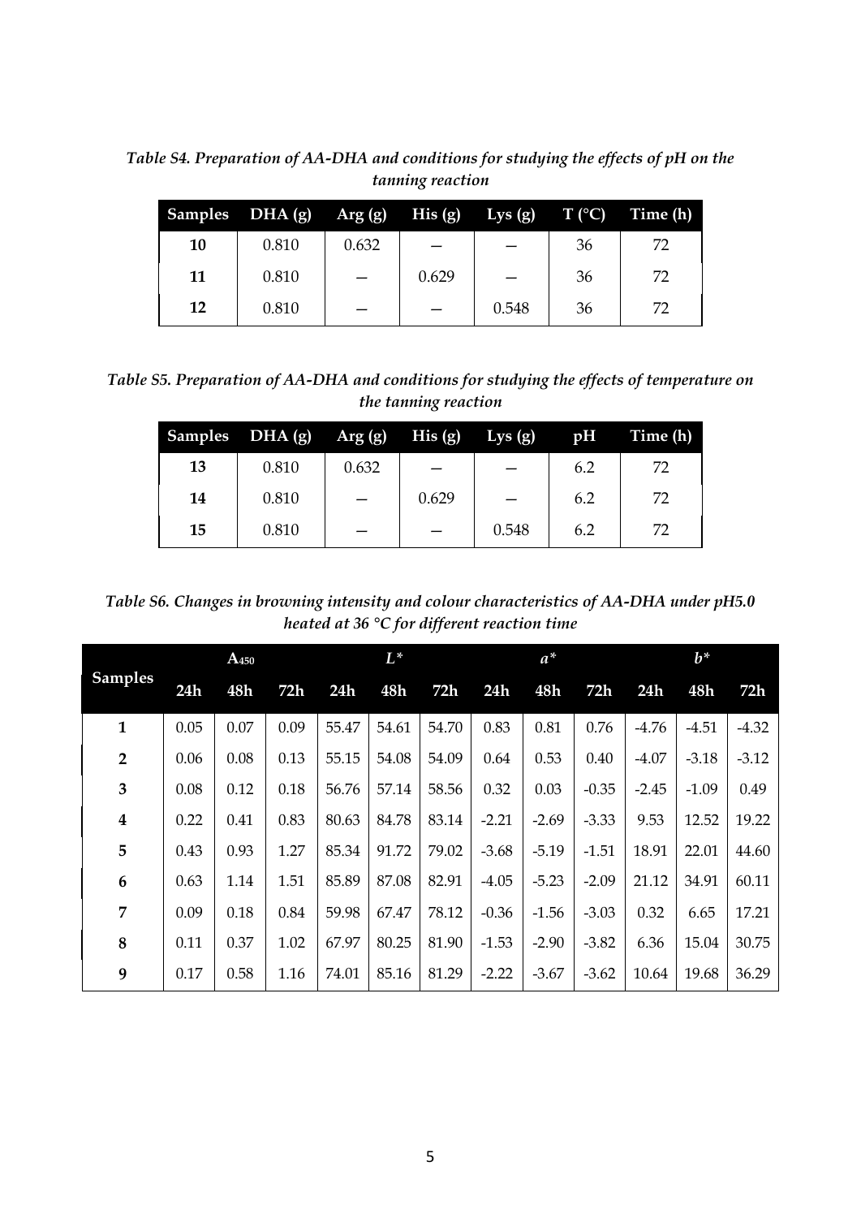*Table S4. Preparation of AA-DHA and conditions for studying the effects of pH on the tanning reaction*

| Samples | DHA (g) | Arg (g) | His (g) | Lys (g) | T (°C) | Time (h) |
|---|---|---|---|---|---|---|
| **10** | 0.810 | 0.632 | — | — | 36 | 72 |
| **11** | 0.810 | — | 0.629 | — | 36 | 72 |
| **12** | 0.810 | — | — | 0.548 | 36 | 72 |

*Table S5. Preparation of AA-DHA and conditions for studying the effects of temperature on the tanning reaction*

| Samples | DHA (g) | Arg (g) | His (g) | Lys (g) | pH | Time (h) |
|---|---|---|---|---|---|---|
| **13** | 0.810 | 0.632 | — | — | 6.2 | 72 |
| **14** | 0.810 | — | 0.629 | — | 6.2 | 72 |
| **15** | 0.810 | — | — | 0.548 | 6.2 | 72 |

*Table S6. Changes in browning intensity and colour characteristics of AA-DHA under pH5.0 heated at 36 °C for different reaction time*

| Samples | $A_{450}$ | | | $L^*$ | | | $a^*$ | | | $b^*$ | | |
|---|---|---|---|---|---|---|---|---|---|---|---|---|
| | 24h | 48h | 72h | 24h | 48h | 72h | 24h | 48h | 72h | 24h | 48h | 72h |
| **1** | 0.05 | 0.07 | 0.09 | 55.47 | 54.61 | 54.70 | 0.83 | 0.81 | 0.76 | -4.76 | -4.51 | -4.32 |
| **2** | 0.06 | 0.08 | 0.13 | 55.15 | 54.08 | 54.09 | 0.64 | 0.53 | 0.40 | -4.07 | -3.18 | -3.12 |
| **3** | 0.08 | 0.12 | 0.18 | 56.76 | 57.14 | 58.56 | 0.32 | 0.03 | -0.35 | -2.45 | -1.09 | 0.49 |
| **4** | 0.22 | 0.41 | 0.83 | 80.63 | 84.78 | 83.14 | -2.21 | -2.69 | -3.33 | 9.53 | 12.52 | 19.22 |
| **5** | 0.43 | 0.93 | 1.27 | 85.34 | 91.72 | 79.02 | -3.68 | -5.19 | -1.51 | 18.91 | 22.01 | 44.60 |
| **6** | 0.63 | 1.14 | 1.51 | 85.89 | 87.08 | 82.91 | -4.05 | -5.23 | -2.09 | 21.12 | 34.91 | 60.11 |
| **7** | 0.09 | 0.18 | 0.84 | 59.98 | 67.47 | 78.12 | -0.36 | -1.56 | -3.03 | 0.32 | 6.65 | 17.21 |
| **8** | 0.11 | 0.37 | 1.02 | 67.97 | 80.25 | 81.90 | -1.53 | -2.90 | -3.82 | 6.36 | 15.04 | 30.75 |
| **9** | 0.17 | 0.58 | 1.16 | 74.01 | 85.16 | 81.29 | -2.22 | -3.67 | -3.62 | 10.64 | 19.68 | 36.29 |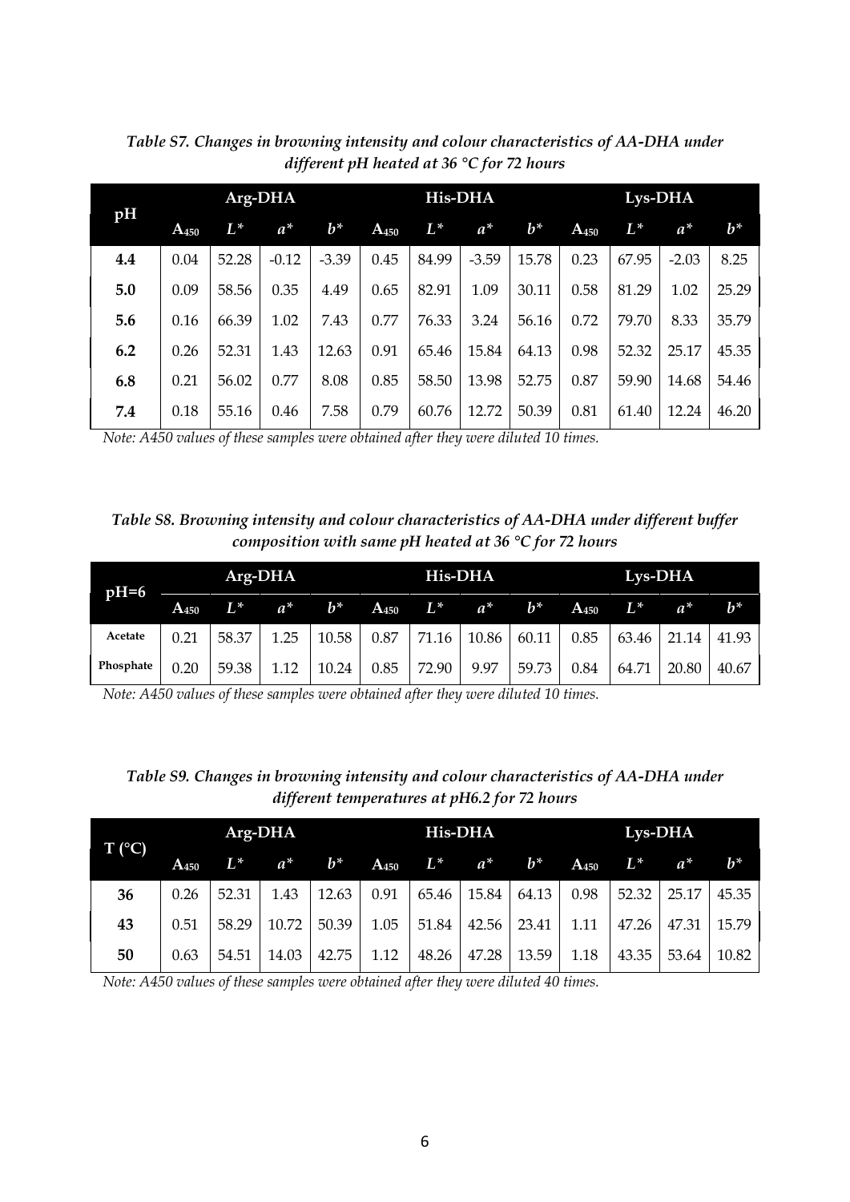*Table S7. Changes in browning intensity and colour characteristics of AA-DHA under different pH heated at 36 °C for 72 hours*

| pH | Arg-DHA | | | | His-DHA | | | | Lys-DHA | | | |
|---|---|---|---|---|---|---|---|---|---|---|---|---|
| | $A_{450}$ | $L^*$ | $a^*$ | $b^*$ | $A_{450}$ | $L^*$ | $a^*$ | $b^*$ | $A_{450}$ | $L^*$ | $a^*$ | $b^*$ |
| **4.4** | 0.04 | 52.28 | -0.12 | -3.39 | 0.45 | 84.99 | -3.59 | 15.78 | 0.23 | 67.95 | -2.03 | 8.25 |
| **5.0** | 0.09 | 58.56 | 0.35 | 4.49 | 0.65 | 82.91 | 1.09 | 30.11 | 0.58 | 81.29 | 1.02 | 25.29 |
| **5.6** | 0.16 | 66.39 | 1.02 | 7.43 | 0.77 | 76.33 | 3.24 | 56.16 | 0.72 | 79.70 | 8.33 | 35.79 |
| **6.2** | 0.26 | 52.31 | 1.43 | 12.63 | 0.91 | 65.46 | 15.84 | 64.13 | 0.98 | 52.32 | 25.17 | 45.35 |
| **6.8** | 0.21 | 56.02 | 0.77 | 8.08 | 0.85 | 58.50 | 13.98 | 52.75 | 0.87 | 59.90 | 14.68 | 54.46 |
| **7.4** | 0.18 | 55.16 | 0.46 | 7.58 | 0.79 | 60.76 | 12.72 | 50.39 | 0.81 | 61.40 | 12.24 | 46.20 |

*Note: A450 values of these samples were obtained after they were diluted 10 times.*

*Table S8. Browning intensity and colour characteristics of AA-DHA under different buffer composition with same pH heated at 36 °C for 72 hours*

| pH=6 | Arg-DHA | | | | His-DHA | | | | Lys-DHA | | | |
|---|---|---|---|---|---|---|---|---|---|---|---|---|
| | $A_{450}$ | $L^*$ | $a^*$ | $b^*$ | $A_{450}$ | $L^*$ | $a^*$ | $b^*$ | $A_{450}$ | $L^*$ | $a^*$ | $b^*$ |
| **Acetate** | 0.21 | 58.37 | 1.25 | 10.58 | 0.87 | 71.16 | 10.86 | 60.11 | 0.85 | 63.46 | 21.14 | 41.93 |
| **Phosphate** | 0.20 | 59.38 | 1.12 | 10.24 | 0.85 | 72.90 | 9.97 | 59.73 | 0.84 | 64.71 | 20.80 | 40.67 |

*Note: A450 values of these samples were obtained after they were diluted 10 times.*

*Table S9. Changes in browning intensity and colour characteristics of AA-DHA under different temperatures at pH6.2 for 72 hours*

| T (°C) | Arg-DHA | | | | His-DHA | | | | Lys-DHA | | | |
|---|---|---|---|---|---|---|---|---|---|---|---|---|
| | $A_{450}$ | $L^*$ | $a^*$ | $b^*$ | $A_{450}$ | $L^*$ | $a^*$ | $b^*$ | $A_{450}$ | $L^*$ | $a^*$ | $b^*$ |
| **36** | 0.26 | 52.31 | 1.43 | 12.63 | 0.91 | 65.46 | 15.84 | 64.13 | 0.98 | 52.32 | 25.17 | 45.35 |
| **43** | 0.51 | 58.29 | 10.72 | 50.39 | 1.05 | 51.84 | 42.56 | 23.41 | 1.11 | 47.26 | 47.31 | 15.79 |
| **50** | 0.63 | 54.51 | 14.03 | 42.75 | 1.12 | 48.26 | 47.28 | 13.59 | 1.18 | 43.35 | 53.64 | 10.82 |

*Note: A450 values of these samples were obtained after they were diluted 40 times.*